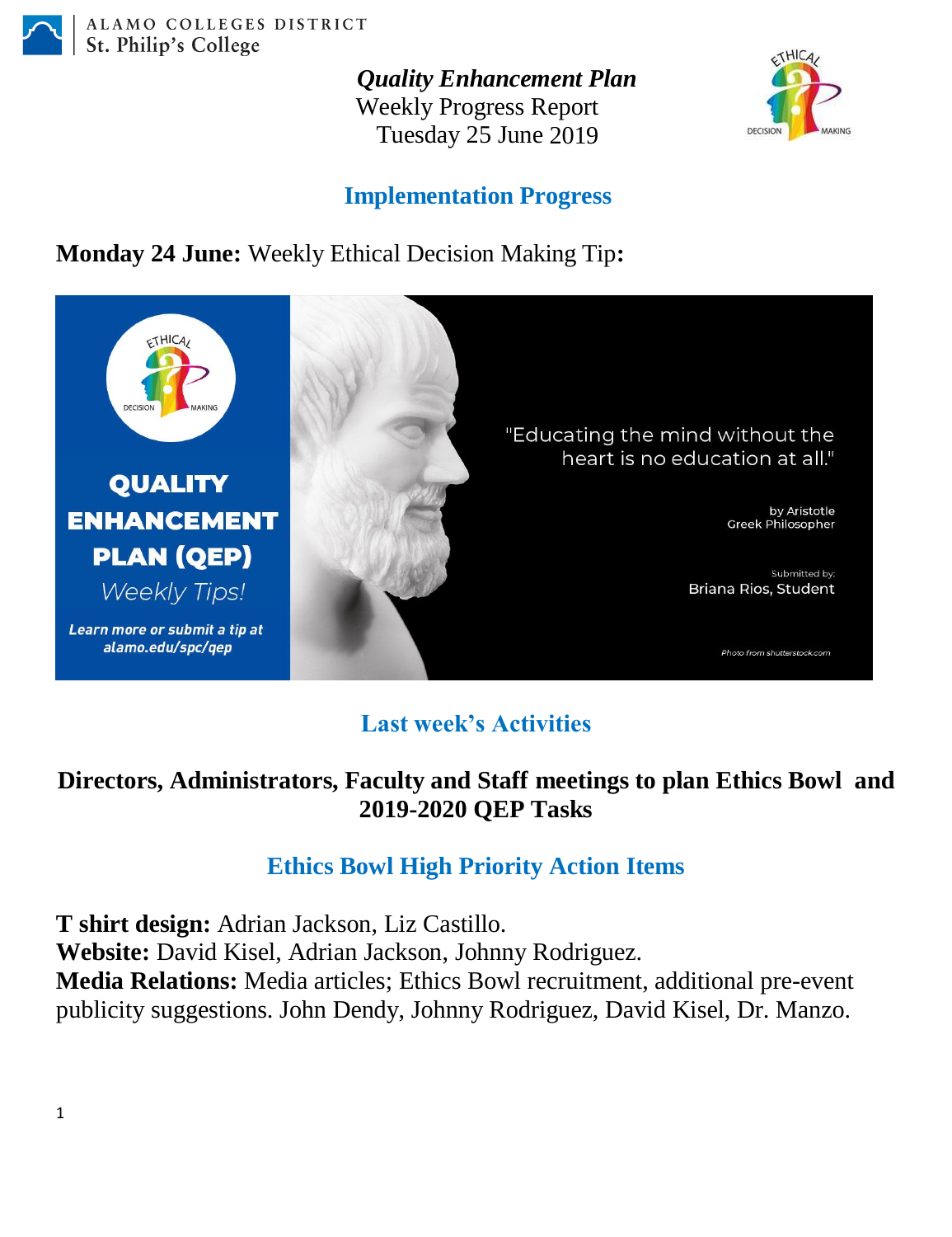ALAMO COLLEGES DISTRICT
St. Philip's College

***Quality Enhancement Plan***
Weekly Progress Report
Tuesday 25 June 2019

## Implementation Progress

**Monday 24 June:** Weekly Ethical Decision Making Tip**:**

QUALITY ENHANCEMENT PLAN (QEP)
*Weekly Tips!*
*Learn more or submit a tip at alamo.edu/spc/qep*

"Educating the mind without the heart is no education at all."

by Aristotle
Greek Philosopher

Submitted by:
Briana Rios, Student

*Photo from shutterstock.com*

## Last week's Activities

### Directors, Administrators, Faculty and Staff meetings to plan Ethics Bowl and 2019-2020 QEP Tasks

## Ethics Bowl High Priority Action Items

**T shirt design:** Adrian Jackson, Liz Castillo.
**Website:** David Kisel, Adrian Jackson, Johnny Rodriguez.
**Media Relations:** Media articles; Ethics Bowl recruitment, additional pre-event publicity suggestions. John Dendy, Johnny Rodriguez, David Kisel, Dr. Manzo.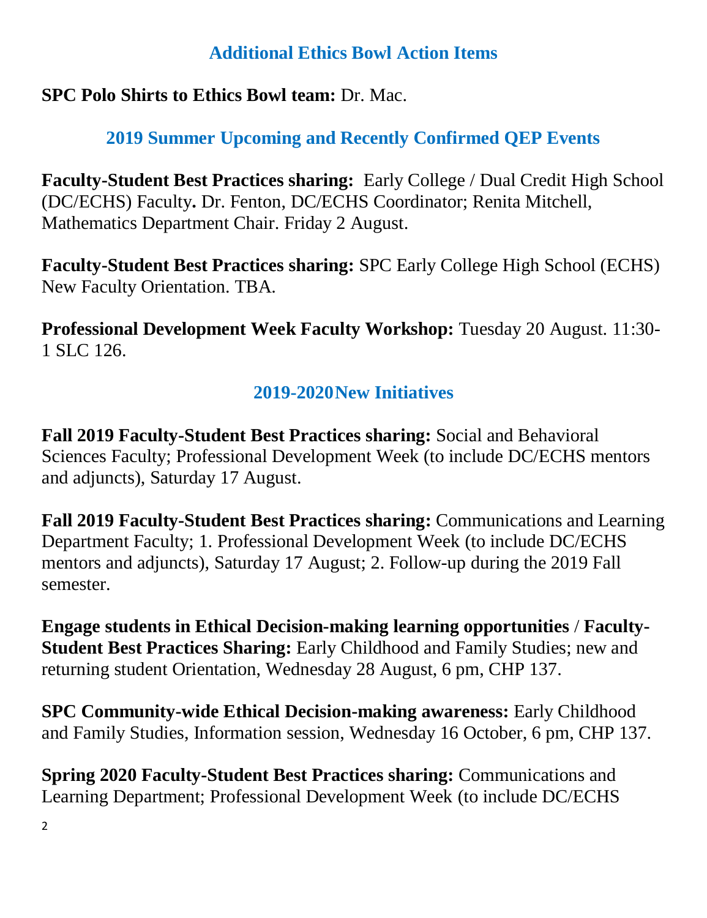## Additional Ethics Bowl Action Items

**SPC Polo Shirts to Ethics Bowl team:** Dr. Mac.

## 2019 Summer Upcoming and Recently Confirmed QEP Events

**Faculty-Student Best Practices sharing:** Early College / Dual Credit High School (DC/ECHS) Faculty**.** Dr. Fenton, DC/ECHS Coordinator; Renita Mitchell, Mathematics Department Chair. Friday 2 August.

**Faculty-Student Best Practices sharing:** SPC Early College High School (ECHS) New Faculty Orientation. TBA.

**Professional Development Week Faculty Workshop:** Tuesday 20 August. 11:30-1 SLC 126.

## 2019-2020New Initiatives

**Fall 2019 Faculty-Student Best Practices sharing:** Social and Behavioral Sciences Faculty; Professional Development Week (to include DC/ECHS mentors and adjuncts), Saturday 17 August.

**Fall 2019 Faculty-Student Best Practices sharing:** Communications and Learning Department Faculty; 1. Professional Development Week (to include DC/ECHS mentors and adjuncts), Saturday 17 August; 2. Follow-up during the 2019 Fall semester.

**Engage students in Ethical Decision-making learning opportunities / Faculty-Student Best Practices Sharing:** Early Childhood and Family Studies; new and returning student Orientation, Wednesday 28 August, 6 pm, CHP 137.

**SPC Community-wide Ethical Decision-making awareness:** Early Childhood and Family Studies, Information session, Wednesday 16 October, 6 pm, CHP 137.

**Spring 2020 Faculty-Student Best Practices sharing:** Communications and Learning Department; Professional Development Week (to include DC/ECHS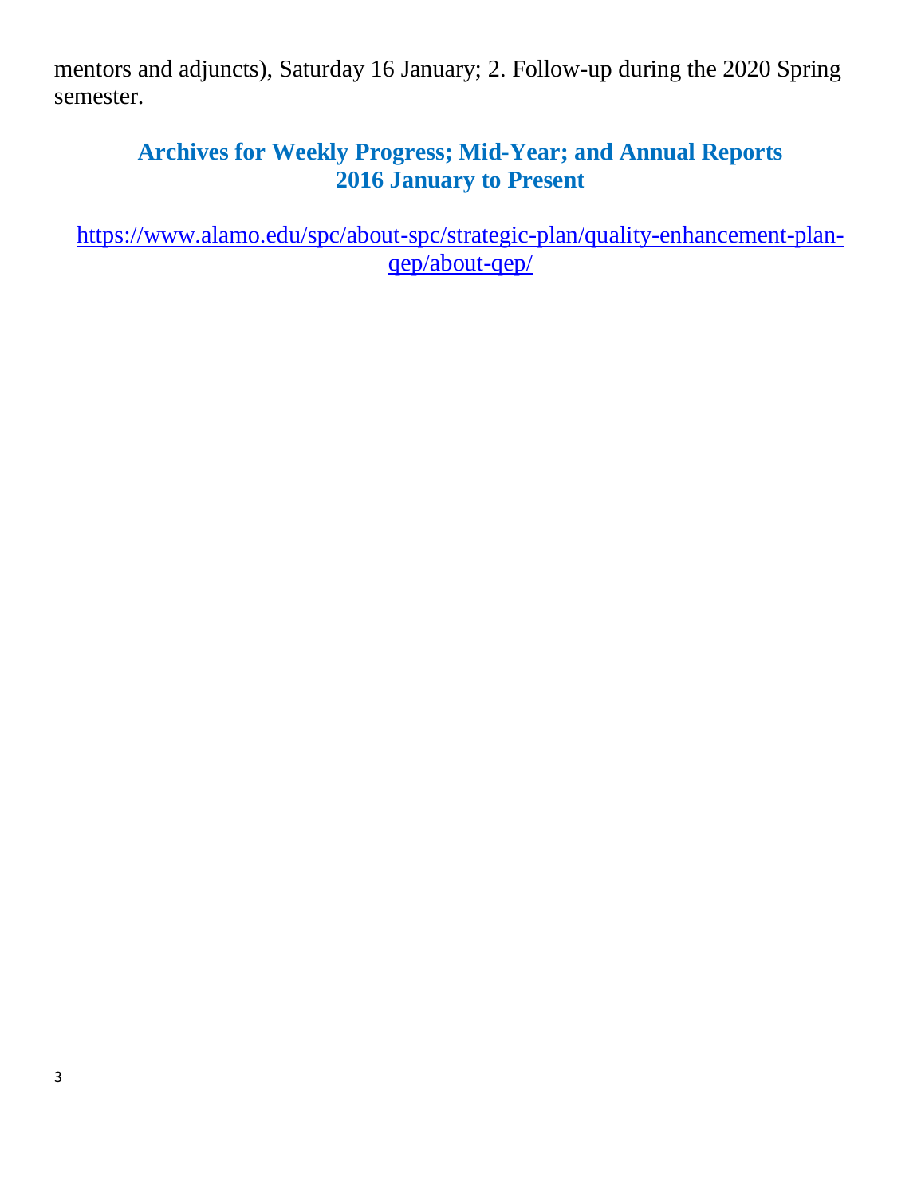mentors and adjuncts), Saturday 16 January; 2. Follow-up during the 2020 Spring semester.

## Archives for Weekly Progress; Mid-Year; and Annual Reports 2016 January to Present

https://www.alamo.edu/spc/about-spc/strategic-plan/quality-enhancement-plan-qep/about-qep/